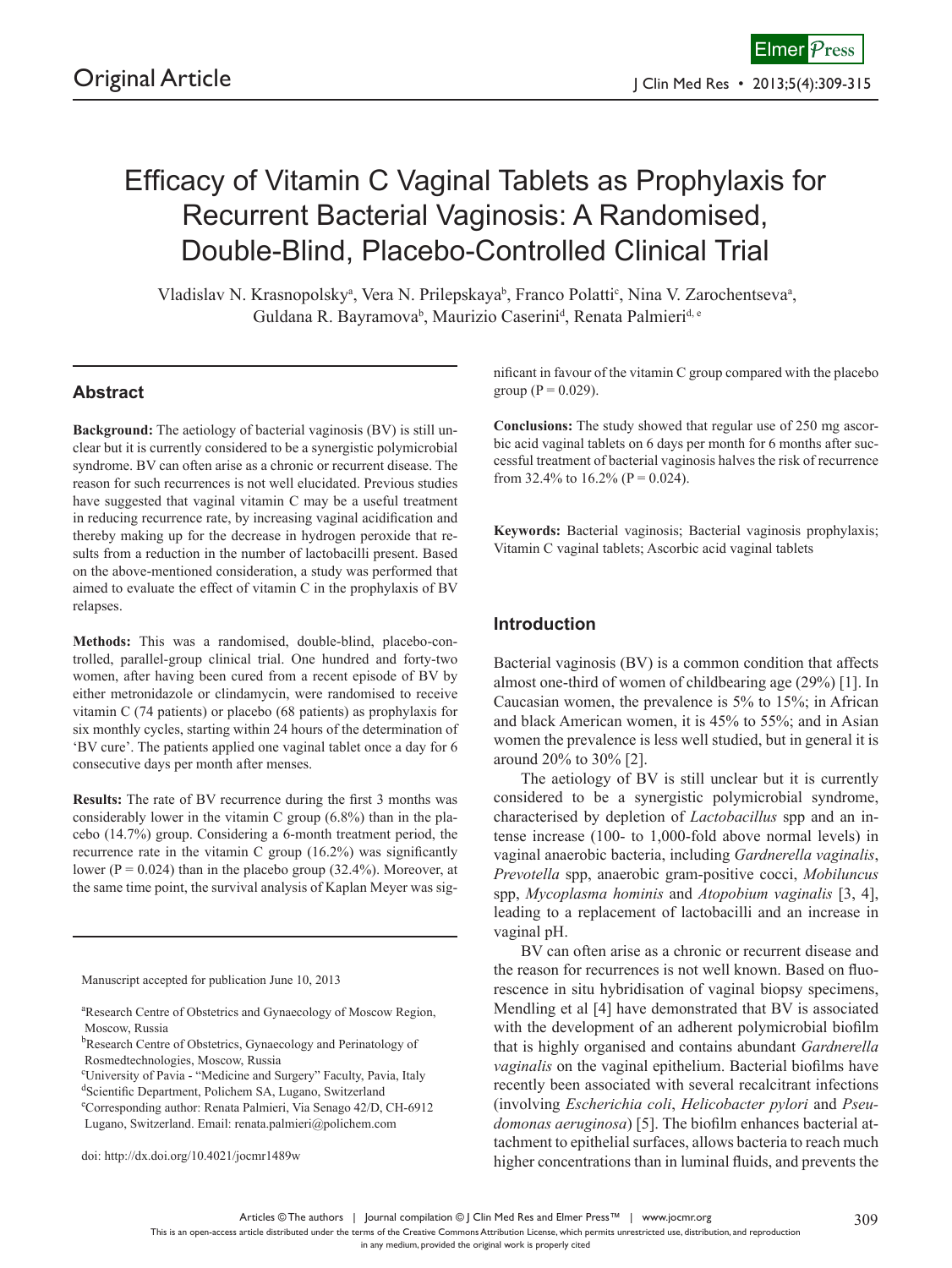Original Article

# Efficacy of Vitamin C Vaginal Tablets as Prophylaxis for Recurrent Bacterial Vaginosis: A Randomised, Double-Blind, Placebo-Controlled Clinical Trial

Vladislav N. Krasnopolsky[a], Vera N. Prilepskaya[b], Franco Polatti[c], Nina V. Zarochentseva[a], Guldana R. Bayramova[b], Maurizio Caserini[d], Renata Palmieri[d, e]

## Abstract

**Background:** The aetiology of bacterial vaginosis (BV) is still unclear but it is currently considered to be a synergistic polymicrobial syndrome. BV can often arise as a chronic or recurrent disease. The reason for such recurrences is not well elucidated. Previous studies have suggested that vaginal vitamin C may be a useful treatment in reducing recurrence rate, by increasing vaginal acidification and thereby making up for the decrease in hydrogen peroxide that results from a reduction in the number of lactobacilli present. Based on the above-mentioned consideration, a study was performed that aimed to evaluate the effect of vitamin C in the prophylaxis of BV relapses.

**Methods:** This was a randomised, double-blind, placebo-controlled, parallel-group clinical trial. One hundred and forty-two women, after having been cured from a recent episode of BV by either metronidazole or clindamycin, were randomised to receive vitamin C (74 patients) or placebo (68 patients) as prophylaxis for six monthly cycles, starting within 24 hours of the determination of 'BV cure'. The patients applied one vaginal tablet once a day for 6 consecutive days per month after menses.

**Results:** The rate of BV recurrence during the first 3 months was considerably lower in the vitamin C group (6.8%) than in the placebo (14.7%) group. Considering a 6-month treatment period, the recurrence rate in the vitamin C group (16.2%) was significantly lower (P = 0.024) than in the placebo group (32.4%). Moreover, at the same time point, the survival analysis of Kaplan Meyer was significant in favour of the vitamin C group compared with the placebo group (P = 0.029).

**Conclusions:** The study showed that regular use of 250 mg ascorbic acid vaginal tablets on 6 days per month for 6 months after successful treatment of bacterial vaginosis halves the risk of recurrence from 32.4% to 16.2% (P = 0.024).

**Keywords:** Bacterial vaginosis; Bacterial vaginosis prophylaxis; Vitamin C vaginal tablets; Ascorbic acid vaginal tablets

Manuscript accepted for publication June 10, 2013

[a]Research Centre of Obstetrics and Gynaecology of Moscow Region, Moscow, Russia
[b]Research Centre of Obstetrics, Gynaecology and Perinatology of Rosmedtechnologies, Moscow, Russia
[c]University of Pavia - "Medicine and Surgery" Faculty, Pavia, Italy
[d]Scientific Department, Polichem SA, Lugano, Switzerland
[e]Corresponding author: Renata Palmieri, Via Senago 42/D, CH-6912 Lugano, Switzerland. Email: renata.palmieri@polichem.com

doi: http://dx.doi.org/10.4021/jocmr1489w

## Introduction

Bacterial vaginosis (BV) is a common condition that affects almost one-third of women of childbearing age (29%) [1]. In Caucasian women, the prevalence is 5% to 15%; in African and black American women, it is 45% to 55%; and in Asian women the prevalence is less well studied, but in general it is around 20% to 30% [2].

The aetiology of BV is still unclear but it is currently considered to be a synergistic polymicrobial syndrome, characterised by depletion of *Lactobacillus* spp and an intense increase (100- to 1,000-fold above normal levels) in vaginal anaerobic bacteria, including *Gardnerella vaginalis*, *Prevotella* spp, anaerobic gram-positive cocci, *Mobiluncus* spp, *Mycoplasma hominis* and *Atopobium vaginalis* [3, 4], leading to a replacement of lactobacilli and an increase in vaginal pH.

BV can often arise as a chronic or recurrent disease and the reason for recurrences is not well known. Based on fluorescence in situ hybridisation of vaginal biopsy specimens, Mendling et al [4] have demonstrated that BV is associated with the development of an adherent polymicrobial biofilm that is highly organised and contains abundant *Gardnerella vaginalis* on the vaginal epithelium. Bacterial biofilms have recently been associated with several recalcitrant infections (involving *Escherichia coli*, *Helicobacter pylori* and *Pseudomonas aeruginosa*) [5]. The biofilm enhances bacterial attachment to epithelial surfaces, allows bacteria to reach much higher concentrations than in luminal fluids, and prevents the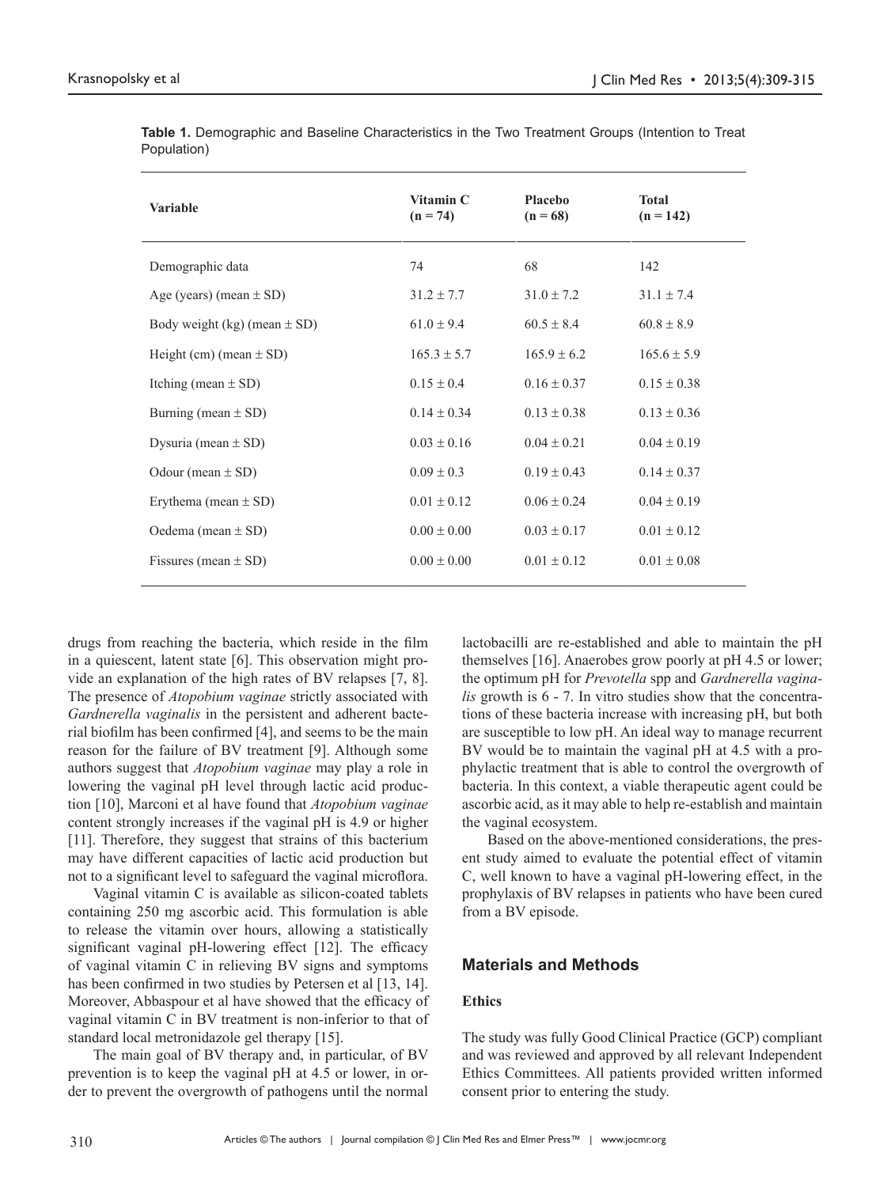**Table 1.** Demographic and Baseline Characteristics in the Two Treatment Groups (Intention to Treat Population)

| Variable | Vitamin C (n = 74) | Placebo (n = 68) | Total (n = 142) |
|---|---|---|---|
| Demographic data | 74 | 68 | 142 |
| Age (years) (mean ± SD) | 31.2 ± 7.7 | 31.0 ± 7.2 | 31.1 ± 7.4 |
| Body weight (kg) (mean ± SD) | 61.0 ± 9.4 | 60.5 ± 8.4 | 60.8 ± 8.9 |
| Height (cm) (mean ± SD) | 165.3 ± 5.7 | 165.9 ± 6.2 | 165.6 ± 5.9 |
| Itching (mean ± SD) | 0.15 ± 0.4 | 0.16 ± 0.37 | 0.15 ± 0.38 |
| Burning (mean ± SD) | 0.14 ± 0.34 | 0.13 ± 0.38 | 0.13 ± 0.36 |
| Dysuria (mean ± SD) | 0.03 ± 0.16 | 0.04 ± 0.21 | 0.04 ± 0.19 |
| Odour (mean ± SD) | 0.09 ± 0.3 | 0.19 ± 0.43 | 0.14 ± 0.37 |
| Erythema (mean ± SD) | 0.01 ± 0.12 | 0.06 ± 0.24 | 0.04 ± 0.19 |
| Oedema (mean ± SD) | 0.00 ± 0.00 | 0.03 ± 0.17 | 0.01 ± 0.12 |
| Fissures (mean ± SD) | 0.00 ± 0.00 | 0.01 ± 0.12 | 0.01 ± 0.08 |

drugs from reaching the bacteria, which reside in the film in a quiescent, latent state [6]. This observation might provide an explanation of the high rates of BV relapses [7, 8]. The presence of *Atopobium vaginae* strictly associated with *Gardnerella vaginalis* in the persistent and adherent bacterial biofilm has been confirmed [4], and seems to be the main reason for the failure of BV treatment [9]. Although some authors suggest that *Atopobium vaginae* may play a role in lowering the vaginal pH level through lactic acid production [10], Marconi et al have found that *Atopobium vaginae* content strongly increases if the vaginal pH is 4.9 or higher [11]. Therefore, they suggest that strains of this bacterium may have different capacities of lactic acid production but not to a significant level to safeguard the vaginal microflora.

Vaginal vitamin C is available as silicon-coated tablets containing 250 mg ascorbic acid. This formulation is able to release the vitamin over hours, allowing a statistically significant vaginal pH-lowering effect [12]. The efficacy of vaginal vitamin C in relieving BV signs and symptoms has been confirmed in two studies by Petersen et al [13, 14]. Moreover, Abbaspour et al have showed that the efficacy of vaginal vitamin C in BV treatment is non-inferior to that of standard local metronidazole gel therapy [15].

The main goal of BV therapy and, in particular, of BV prevention is to keep the vaginal pH at 4.5 or lower, in order to prevent the overgrowth of pathogens until the normal lactobacilli are re-established and able to maintain the pH themselves [16]. Anaerobes grow poorly at pH 4.5 or lower; the optimum pH for *Prevotella* spp and *Gardnerella vaginalis* growth is 6 - 7. In vitro studies show that the concentrations of these bacteria increase with increasing pH, but both are susceptible to low pH. An ideal way to manage recurrent BV would be to maintain the vaginal pH at 4.5 with a prophylactic treatment that is able to control the overgrowth of bacteria. In this context, a viable therapeutic agent could be ascorbic acid, as it may able to help re-establish and maintain the vaginal ecosystem.

Based on the above-mentioned considerations, the present study aimed to evaluate the potential effect of vitamin C, well known to have a vaginal pH-lowering effect, in the prophylaxis of BV relapses in patients who have been cured from a BV episode.

## Materials and Methods

### Ethics

The study was fully Good Clinical Practice (GCP) compliant and was reviewed and approved by all relevant Independent Ethics Committees. All patients provided written informed consent prior to entering the study.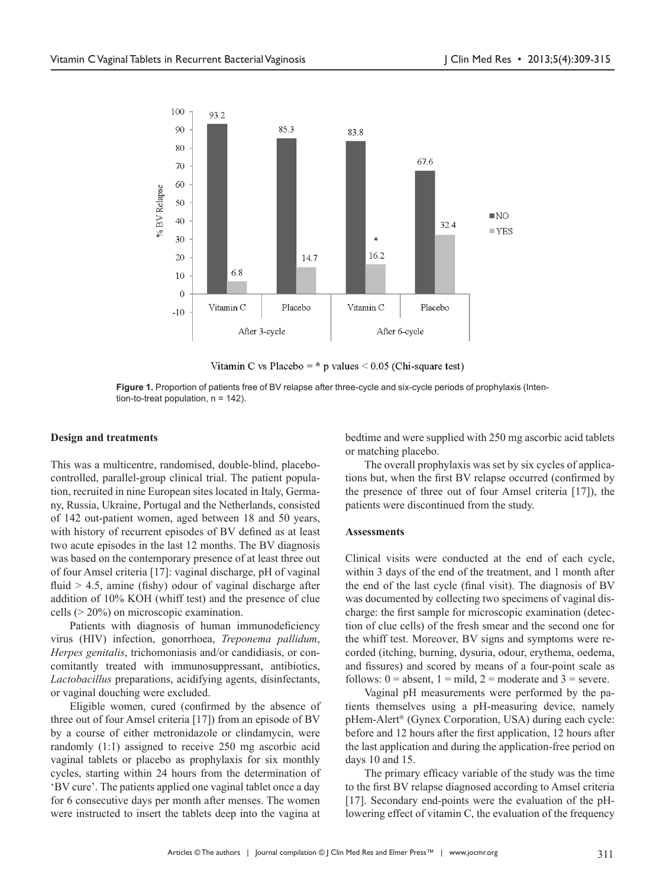Vitamin C vs Placebo = * p values < 0.05 (Chi-square test)

**Figure 1.** Proportion of patients free of BV relapse after three-cycle and six-cycle periods of prophylaxis (Intention-to-treat population, n = 142).

### Design and treatments

This was a multicentre, randomised, double-blind, placebo-controlled, parallel-group clinical trial. The patient population, recruited in nine European sites located in Italy, Germany, Russia, Ukraine, Portugal and the Netherlands, consisted of 142 out-patient women, aged between 18 and 50 years, with history of recurrent episodes of BV defined as at least two acute episodes in the last 12 months. The BV diagnosis was based on the contemporary presence of at least three out of four Amsel criteria [17]: vaginal discharge, pH of vaginal fluid > 4.5, amine (fishy) odour of vaginal discharge after addition of 10% KOH (whiff test) and the presence of clue cells (> 20%) on microscopic examination.

Patients with diagnosis of human immunodeficiency virus (HIV) infection, gonorrhoea, *Treponema pallidum*, *Herpes genitalis*, trichomoniasis and/or candidiasis, or concomitantly treated with immunosuppressant, antibiotics, *Lactobacillus* preparations, acidifying agents, disinfectants, or vaginal douching were excluded.

Eligible women, cured (confirmed by the absence of three out of four Amsel criteria [17]) from an episode of BV by a course of either metronidazole or clindamycin, were randomly (1:1) assigned to receive 250 mg ascorbic acid vaginal tablets or placebo as prophylaxis for six monthly cycles, starting within 24 hours from the determination of 'BV cure'. The patients applied one vaginal tablet once a day for 6 consecutive days per month after menses. The women were instructed to insert the tablets deep into the vagina at bedtime and were supplied with 250 mg ascorbic acid tablets or matching placebo.

The overall prophylaxis was set by six cycles of applications but, when the first BV relapse occurred (confirmed by the presence of three out of four Amsel criteria [17]), the patients were discontinued from the study.

### Assessments

Clinical visits were conducted at the end of each cycle, within 3 days of the end of the treatment, and 1 month after the end of the last cycle (final visit). The diagnosis of BV was documented by collecting two specimens of vaginal discharge: the first sample for microscopic examination (detection of clue cells) of the fresh smear and the second one for the whiff test. Moreover, BV signs and symptoms were recorded (itching, burning, dysuria, odour, erythema, oedema, and fissures) and scored by means of a four-point scale as follows: 0 = absent, 1 = mild, 2 = moderate and 3 = severe.

Vaginal pH measurements were performed by the patients themselves using a pH-measuring device, namely pHem-Alert® (Gynex Corporation, USA) during each cycle: before and 12 hours after the first application, 12 hours after the last application and during the application-free period on days 10 and 15.

The primary efficacy variable of the study was the time to the first BV relapse diagnosed according to Amsel criteria [17]. Secondary end-points were the evaluation of the pH-lowering effect of vitamin C, the evaluation of the frequency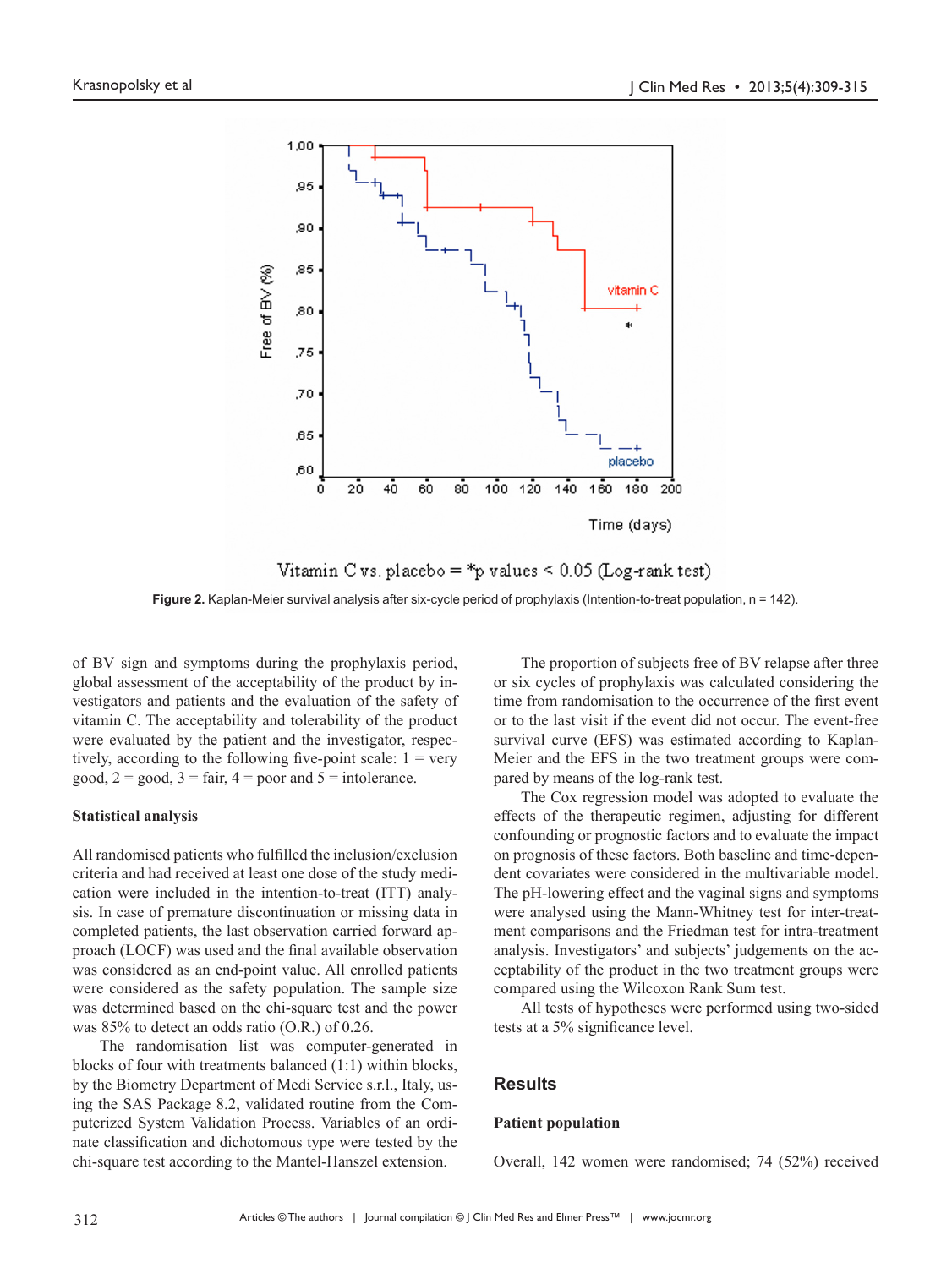Vitamin C vs. placebo = *p values < 0.05 (Log-rank test)

**Figure 2.** Kaplan-Meier survival analysis after six-cycle period of prophylaxis (Intention-to-treat population, n = 142).

of BV sign and symptoms during the prophylaxis period, global assessment of the acceptability of the product by investigators and patients and the evaluation of the safety of vitamin C. The acceptability and tolerability of the product were evaluated by the patient and the investigator, respectively, according to the following five-point scale: 1 = very good, 2 = good, 3 = fair, 4 = poor and 5 = intolerance.

### Statistical analysis

All randomised patients who fulfilled the inclusion/exclusion criteria and had received at least one dose of the study medication were included in the intention-to-treat (ITT) analysis. In case of premature discontinuation or missing data in completed patients, the last observation carried forward approach (LOCF) was used and the final available observation was considered as an end-point value. All enrolled patients were considered as the safety population. The sample size was determined based on the chi-square test and the power was 85% to detect an odds ratio (O.R.) of 0.26.

The randomisation list was computer-generated in blocks of four with treatments balanced (1:1) within blocks, by the Biometry Department of Medi Service s.r.l., Italy, using the SAS Package 8.2, validated routine from the Computerized System Validation Process. Variables of an ordinate classification and dichotomous type were tested by the chi-square test according to the Mantel-Hanszel extension.

The proportion of subjects free of BV relapse after three or six cycles of prophylaxis was calculated considering the time from randomisation to the occurrence of the first event or to the last visit if the event did not occur. The event-free survival curve (EFS) was estimated according to Kaplan-Meier and the EFS in the two treatment groups were compared by means of the log-rank test.

The Cox regression model was adopted to evaluate the effects of the therapeutic regimen, adjusting for different confounding or prognostic factors and to evaluate the impact on prognosis of these factors. Both baseline and time-dependent covariates were considered in the multivariable model. The pH-lowering effect and the vaginal signs and symptoms were analysed using the Mann-Whitney test for inter-treatment comparisons and the Friedman test for intra-treatment analysis. Investigators' and subjects' judgements on the acceptability of the product in the two treatment groups were compared using the Wilcoxon Rank Sum test.

All tests of hypotheses were performed using two-sided tests at a 5% significance level.

## Results

### Patient population

Overall, 142 women were randomised; 74 (52%) received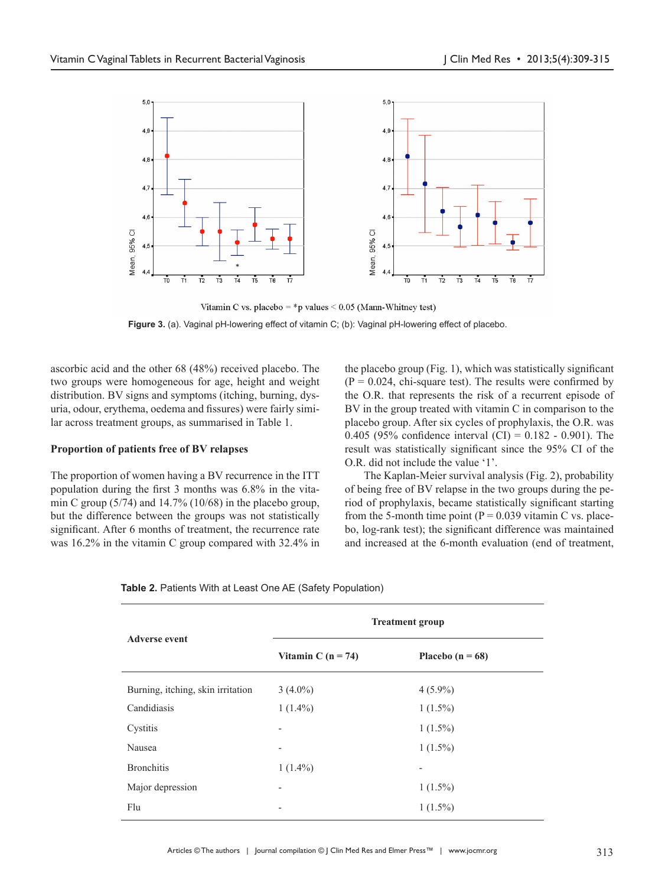Vitamin C vs. placebo = *p values < 0.05 (Mann-Whitney test)

**Figure 3.** (a). Vaginal pH-lowering effect of vitamin C; (b): Vaginal pH-lowering effect of placebo.

ascorbic acid and the other 68 (48%) received placebo. The two groups were homogeneous for age, height and weight distribution. BV signs and symptoms (itching, burning, dysuria, odour, erythema, oedema and fissures) were fairly similar across treatment groups, as summarised in Table 1.

**Proportion of patients free of BV relapses**

The proportion of women having a BV recurrence in the ITT population during the first 3 months was 6.8% in the vitamin C group (5/74) and 14.7% (10/68) in the placebo group, but the difference between the groups was not statistically significant. After 6 months of treatment, the recurrence rate was 16.2% in the vitamin C group compared with 32.4% in the placebo group (Fig. 1), which was statistically significant (P = 0.024, chi-square test). The results were confirmed by the O.R. that represents the risk of a recurrent episode of BV in the group treated with vitamin C in comparison to the placebo group. After six cycles of prophylaxis, the O.R. was 0.405 (95% confidence interval (CI) = 0.182 - 0.901). The result was statistically significant since the 95% CI of the O.R. did not include the value '1'.

The Kaplan-Meier survival analysis (Fig. 2), probability of being free of BV relapse in the two groups during the period of prophylaxis, became statistically significant starting from the 5-month time point (P = 0.039 vitamin C vs. placebo, log-rank test); the significant difference was maintained and increased at the 6-month evaluation (end of treatment,

**Table 2.** Patients With at Least One AE (Safety Population)

| Adverse event | Treatment group | |
|---|---|---|
| | Vitamin C (n = 74) | Placebo (n = 68) |
| Burning, itching, skin irritation | 3 (4.0%) | 4 (5.9%) |
| Candidiasis | 1 (1.4%) | 1 (1.5%) |
| Cystitis | - | 1 (1.5%) |
| Nausea | - | 1 (1.5%) |
| Bronchitis | 1 (1.4%) | - |
| Major depression | - | 1 (1.5%) |
| Flu | - | 1 (1.5%) |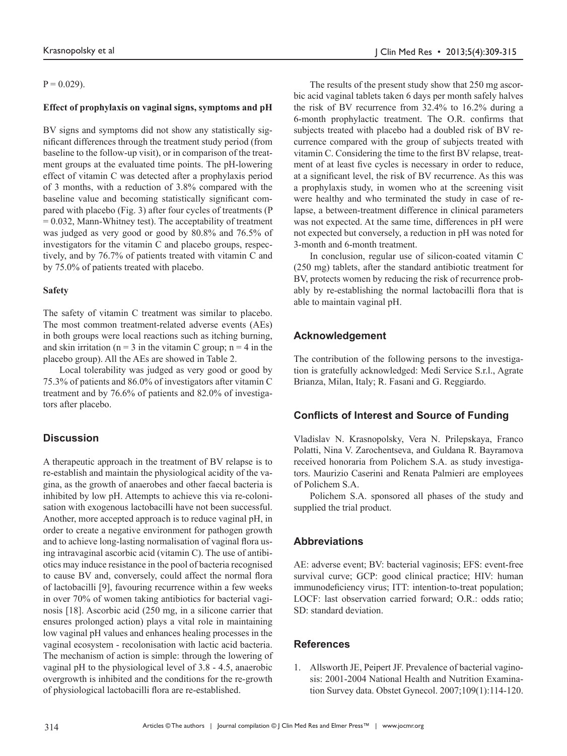P = 0.029).

### Effect of prophylaxis on vaginal signs, symptoms and pH

BV signs and symptoms did not show any statistically significant differences through the treatment study period (from baseline to the follow-up visit), or in comparison of the treatment groups at the evaluated time points. The pH-lowering effect of vitamin C was detected after a prophylaxis period of 3 months, with a reduction of 3.8% compared with the baseline value and becoming statistically significant compared with placebo (Fig. 3) after four cycles of treatments (P = 0.032, Mann-Whitney test). The acceptability of treatment was judged as very good or good by 80.8% and 76.5% of investigators for the vitamin C and placebo groups, respectively, and by 76.7% of patients treated with vitamin C and by 75.0% of patients treated with placebo.

### Safety

The safety of vitamin C treatment was similar to placebo. The most common treatment-related adverse events (AEs) in both groups were local reactions such as itching burning, and skin irritation (n = 3 in the vitamin C group; n = 4 in the placebo group). All the AEs are showed in Table 2.

Local tolerability was judged as very good or good by 75.3% of patients and 86.0% of investigators after vitamin C treatment and by 76.6% of patients and 82.0% of investigators after placebo.

## Discussion

A therapeutic approach in the treatment of BV relapse is to re-establish and maintain the physiological acidity of the vagina, as the growth of anaerobes and other faecal bacteria is inhibited by low pH. Attempts to achieve this via re-colonisation with exogenous lactobacilli have not been successful. Another, more accepted approach is to reduce vaginal pH, in order to create a negative environment for pathogen growth and to achieve long-lasting normalisation of vaginal flora using intravaginal ascorbic acid (vitamin C). The use of antibiotics may induce resistance in the pool of bacteria recognised to cause BV and, conversely, could affect the normal flora of lactobacilli [9], favouring recurrence within a few weeks in over 70% of women taking antibiotics for bacterial vaginosis [18]. Ascorbic acid (250 mg, in a silicone carrier that ensures prolonged action) plays a vital role in maintaining low vaginal pH values and enhances healing processes in the vaginal ecosystem - recolonisation with lactic acid bacteria. The mechanism of action is simple: through the lowering of vaginal pH to the physiological level of 3.8 - 4.5, anaerobic overgrowth is inhibited and the conditions for the re-growth of physiological lactobacilli flora are re-established.

The results of the present study show that 250 mg ascorbic acid vaginal tablets taken 6 days per month safely halves the risk of BV recurrence from 32.4% to 16.2% during a 6-month prophylactic treatment. The O.R. confirms that subjects treated with placebo had a doubled risk of BV recurrence compared with the group of subjects treated with vitamin C. Considering the time to the first BV relapse, treatment of at least five cycles is necessary in order to reduce, at a significant level, the risk of BV recurrence. As this was a prophylaxis study, in women who at the screening visit were healthy and who terminated the study in case of relapse, a between-treatment difference in clinical parameters was not expected. At the same time, differences in pH were not expected but conversely, a reduction in pH was noted for 3-month and 6-month treatment.

In conclusion, regular use of silicon-coated vitamin C (250 mg) tablets, after the standard antibiotic treatment for BV, protects women by reducing the risk of recurrence probably by re-establishing the normal lactobacilli flora that is able to maintain vaginal pH.

## Acknowledgement

The contribution of the following persons to the investigation is gratefully acknowledged: Medi Service S.r.l., Agrate Brianza, Milan, Italy; R. Fasani and G. Reggiardo.

## Conflicts of Interest and Source of Funding

Vladislav N. Krasnopolsky, Vera N. Prilepskaya, Franco Polatti, Nina V. Zarochentseva, and Guldana R. Bayramova received honoraria from Polichem S.A. as study investigators. Maurizio Caserini and Renata Palmieri are employees of Polichem S.A.

Polichem S.A. sponsored all phases of the study and supplied the trial product.

## Abbreviations

AE: adverse event; BV: bacterial vaginosis; EFS: event-free survival curve; GCP: good clinical practice; HIV: human immunodeficiency virus; ITT: intention-to-treat population; LOCF: last observation carried forward; O.R.: odds ratio; SD: standard deviation.

## References

1. Allsworth JE, Peipert JF. Prevalence of bacterial vaginosis: 2001-2004 National Health and Nutrition Examination Survey data. Obstet Gynecol. 2007;109(1):114-120.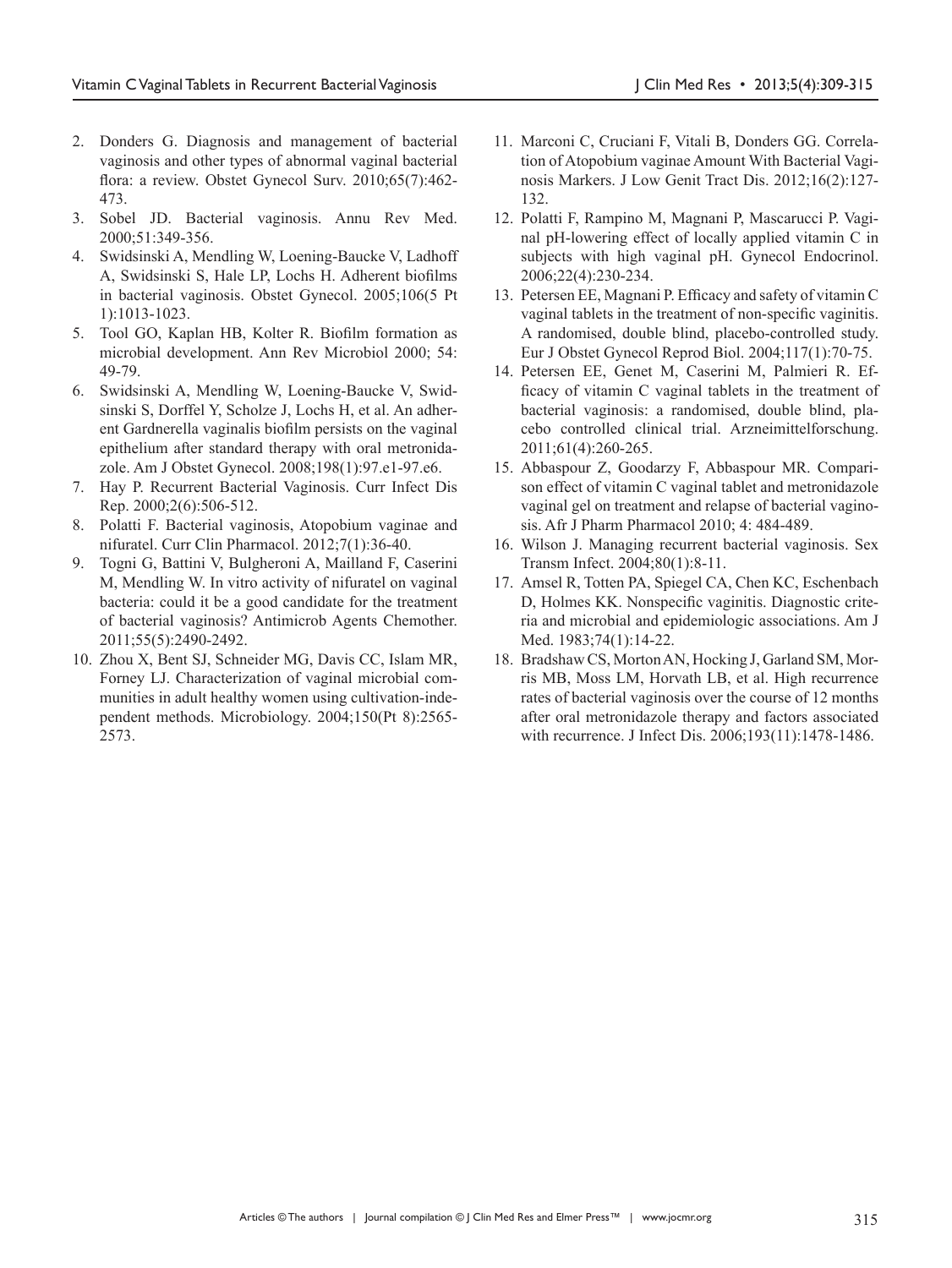2. Donders G. Diagnosis and management of bacterial vaginosis and other types of abnormal vaginal bacterial flora: a review. Obstet Gynecol Surv. 2010;65(7):462-473.
3. Sobel JD. Bacterial vaginosis. Annu Rev Med. 2000;51:349-356.
4. Swidsinski A, Mendling W, Loening-Baucke V, Ladhoff A, Swidsinski S, Hale LP, Lochs H. Adherent biofilms in bacterial vaginosis. Obstet Gynecol. 2005;106(5 Pt 1):1013-1023.
5. Tool GO, Kaplan HB, Kolter R. Biofilm formation as microbial development. Ann Rev Microbiol 2000; 54: 49-79.
6. Swidsinski A, Mendling W, Loening-Baucke V, Swidsinski S, Dorffel Y, Scholze J, Lochs H, et al. An adherent Gardnerella vaginalis biofilm persists on the vaginal epithelium after standard therapy with oral metronidazole. Am J Obstet Gynecol. 2008;198(1):97.e1-97.e6.
7. Hay P. Recurrent Bacterial Vaginosis. Curr Infect Dis Rep. 2000;2(6):506-512.
8. Polatti F. Bacterial vaginosis, Atopobium vaginae and nifuratel. Curr Clin Pharmacol. 2012;7(1):36-40.
9. Togni G, Battini V, Bulgheroni A, Mailland F, Caserini M, Mendling W. In vitro activity of nifuratel on vaginal bacteria: could it be a good candidate for the treatment of bacterial vaginosis? Antimicrob Agents Chemother. 2011;55(5):2490-2492.
10. Zhou X, Bent SJ, Schneider MG, Davis CC, Islam MR, Forney LJ. Characterization of vaginal microbial communities in adult healthy women using cultivation-independent methods. Microbiology. 2004;150(Pt 8):2565-2573.
11. Marconi C, Cruciani F, Vitali B, Donders GG. Correlation of Atopobium vaginae Amount With Bacterial Vaginosis Markers. J Low Genit Tract Dis. 2012;16(2):127-132.
12. Polatti F, Rampino M, Magnani P, Mascarucci P. Vaginal pH-lowering effect of locally applied vitamin C in subjects with high vaginal pH. Gynecol Endocrinol. 2006;22(4):230-234.
13. Petersen EE, Magnani P. Efficacy and safety of vitamin C vaginal tablets in the treatment of non-specific vaginitis. A randomised, double blind, placebo-controlled study. Eur J Obstet Gynecol Reprod Biol. 2004;117(1):70-75.
14. Petersen EE, Genet M, Caserini M, Palmieri R. Efficacy of vitamin C vaginal tablets in the treatment of bacterial vaginosis: a randomised, double blind, placebo controlled clinical trial. Arzneimittelforschung. 2011;61(4):260-265.
15. Abbaspour Z, Goodarzy F, Abbaspour MR. Comparison effect of vitamin C vaginal tablet and metronidazole vaginal gel on treatment and relapse of bacterial vaginosis. Afr J Pharm Pharmacol 2010; 4: 484-489.
16. Wilson J. Managing recurrent bacterial vaginosis. Sex Transm Infect. 2004;80(1):8-11.
17. Amsel R, Totten PA, Spiegel CA, Chen KC, Eschenbach D, Holmes KK. Nonspecific vaginitis. Diagnostic criteria and microbial and epidemiologic associations. Am J Med. 1983;74(1):14-22.
18. Bradshaw CS, Morton AN, Hocking J, Garland SM, Morris MB, Moss LM, Horvath LB, et al. High recurrence rates of bacterial vaginosis over the course of 12 months after oral metronidazole therapy and factors associated with recurrence. J Infect Dis. 2006;193(11):1478-1486.